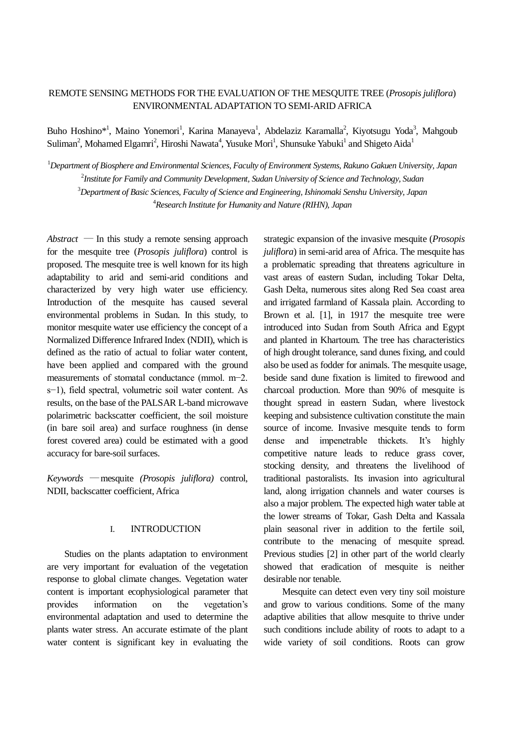# REMOTE SENSING METHODS FOR THE EVALUATION OF THE MESQUITE TREE (*Prosopis juliflora*) ENVIRONMENTAL ADAPTATION TO SEMI-ARID AFRICA

Buho Hoshino*[1], Maino Yonemori[1], Karina Manayeva[1], Abdelaziz Karamalla[2], Kiyotsugu Yoda[3], Mahgoub Suliman[2], Mohamed Elgamri[2], Hiroshi Nawata[4], Yusuke Mori[1], Shunsuke Yabuki[1] and Shigeto Aida[1]

[1]*Department of Biosphere and Environmental Sciences, Faculty of Environment Systems, Rakuno Gakuen University, Japan*

[2]*Institute for Family and Community Development, Sudan University of Science and Technology, Sudan*

[3]*Department of Basic Sciences, Faculty of Science and Engineering, Ishinomaki Senshu University, Japan*

[4]*Research Institute for Humanity and Nature (RIHN), Japan*

*Abstract* — In this study a remote sensing approach for the mesquite tree (*Prosopis juliflora*) control is proposed. The mesquite tree is well known for its high adaptability to arid and semi-arid conditions and characterized by very high water use efficiency. Introduction of the mesquite has caused several environmental problems in Sudan. In this study, to monitor mesquite water use efficiency the concept of a Normalized Difference Infrared Index (NDII), which is defined as the ratio of actual to foliar water content, have been applied and compared with the ground measurements of stomatal conductance (mmol. m−2. s−1), field spectral, volumetric soil water content. As results, on the base of the PALSAR L-band microwave polarimetric backscatter coefficient, the soil moisture (in bare soil area) and surface roughness (in dense forest covered area) could be estimated with a good accuracy for bare-soil surfaces.

*Keywords* —mesquite *(Prosopis juliflora)* control, NDII, backscatter coefficient, Africa

## I. INTRODUCTION

Studies on the plants adaptation to environment are very important for evaluation of the vegetation response to global climate changes. Vegetation water content is important ecophysiological parameter that provides information on the vegetation's environmental adaptation and used to determine the plants water stress. An accurate estimate of the plant water content is significant key in evaluating the strategic expansion of the invasive mesquite (*Prosopis juliflora*) in semi-arid area of Africa. The mesquite has a problematic spreading that threatens agriculture in vast areas of eastern Sudan, including Tokar Delta, Gash Delta, numerous sites along Red Sea coast area and irrigated farmland of Kassala plain. According to Brown et al. [1], in 1917 the mesquite tree were introduced into Sudan from South Africa and Egypt and planted in Khartoum. The tree has characteristics of high drought tolerance, sand dunes fixing, and could also be used as fodder for animals. The mesquite usage, beside sand dune fixation is limited to firewood and charcoal production. More than 90% of mesquite is thought spread in eastern Sudan, where livestock keeping and subsistence cultivation constitute the main source of income. Invasive mesquite tends to form dense and impenetrable thickets. It's highly competitive nature leads to reduce grass cover, stocking density, and threatens the livelihood of traditional pastoralists. Its invasion into agricultural land, along irrigation channels and water courses is also a major problem. The expected high water table at the lower streams of Tokar, Gash Delta and Kassala plain seasonal river in addition to the fertile soil, contribute to the menacing of mesquite spread. Previous studies [2] in other part of the world clearly showed that eradication of mesquite is neither desirable nor tenable.

Mesquite can detect even very tiny soil moisture and grow to various conditions. Some of the many adaptive abilities that allow mesquite to thrive under such conditions include ability of roots to adapt to a wide variety of soil conditions. Roots can grow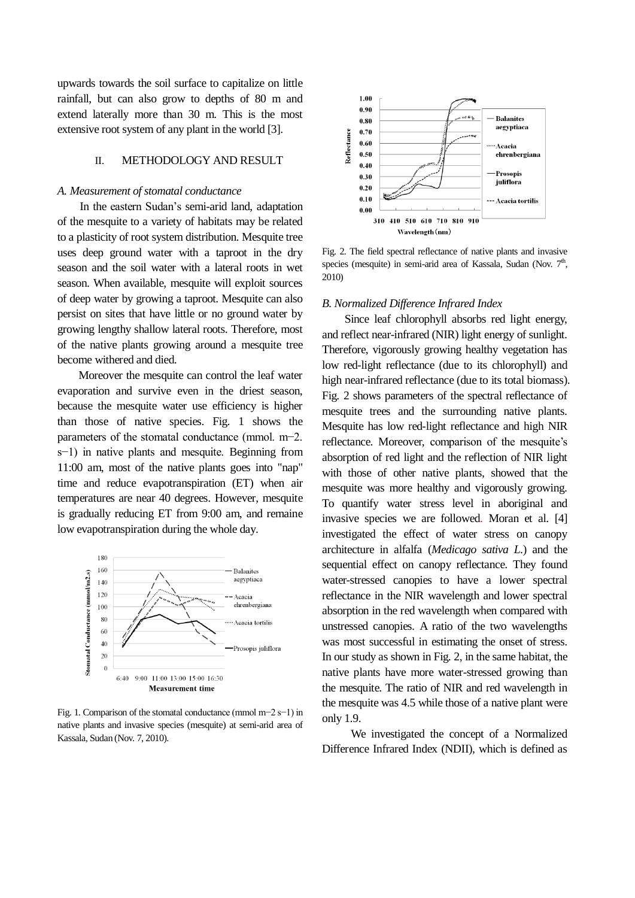upwards towards the soil surface to capitalize on little rainfall, but can also grow to depths of 80 m and extend laterally more than 30 m. This is the most extensive root system of any plant in the world [3].

## II. METHODOLOGY AND RESULT

### *A. Measurement of stomatal conductance*

In the eastern Sudan's semi-arid land, adaptation of the mesquite to a variety of habitats may be related to a plasticity of root system distribution. Mesquite tree uses deep ground water with a taproot in the dry season and the soil water with a lateral roots in wet season. When available, mesquite will exploit sources of deep water by growing a taproot. Mesquite can also persist on sites that have little or no ground water by growing lengthy shallow lateral roots. Therefore, most of the native plants growing around a mesquite tree become withered and died.

Moreover the mesquite can control the leaf water evaporation and survive even in the driest season, because the mesquite water use efficiency is higher than those of native species. Fig. 1 shows the parameters of the stomatal conductance (mmol. m−2. s−1) in native plants and mesquite. Beginning from 11:00 am, most of the native plants goes into "nap" time and reduce evapotranspiration (ET) when air temperatures are near 40 degrees. However, mesquite is gradually reducing ET from 9:00 am, and remaine low evapotranspiration during the whole day.

Fig. 1. Comparison of the stomatal conductance (mmol m−2 s−1) in native plants and invasive species (mesquite) at semi-arid area of Kassala, Sudan (Nov. 7, 2010).

Fig. 2. The field spectral reflectance of native plants and invasive species (mesquite) in semi-arid area of Kassala, Sudan (Nov. 7th, 2010)

### *B. Normalized Difference Infrared Index*

Since leaf chlorophyll absorbs red light energy, and reflect near-infrared (NIR) light energy of sunlight. Therefore, vigorously growing healthy vegetation has low red-light reflectance (due to its chlorophyll) and high near-infrared reflectance (due to its total biomass). Fig. 2 shows parameters of the spectral reflectance of mesquite trees and the surrounding native plants. Mesquite has low red-light reflectance and high NIR reflectance. Moreover, comparison of the mesquite's absorption of red light and the reflection of NIR light with those of other native plants, showed that the mesquite was more healthy and vigorously growing. To quantify water stress level in aboriginal and invasive species we are followed. Moran et al. [4] investigated the effect of water stress on canopy architecture in alfalfa (*Medicago sativa L.*) and the sequential effect on canopy reflectance. They found water-stressed canopies to have a lower spectral reflectance in the NIR wavelength and lower spectral absorption in the red wavelength when compared with unstressed canopies. A ratio of the two wavelengths was most successful in estimating the onset of stress. In our study as shown in Fig. 2, in the same habitat, the native plants have more water-stressed growing than the mesquite. The ratio of NIR and red wavelength in the mesquite was 4.5 while those of a native plant were only 1.9.

We investigated the concept of a Normalized Difference Infrared Index (NDII), which is defined as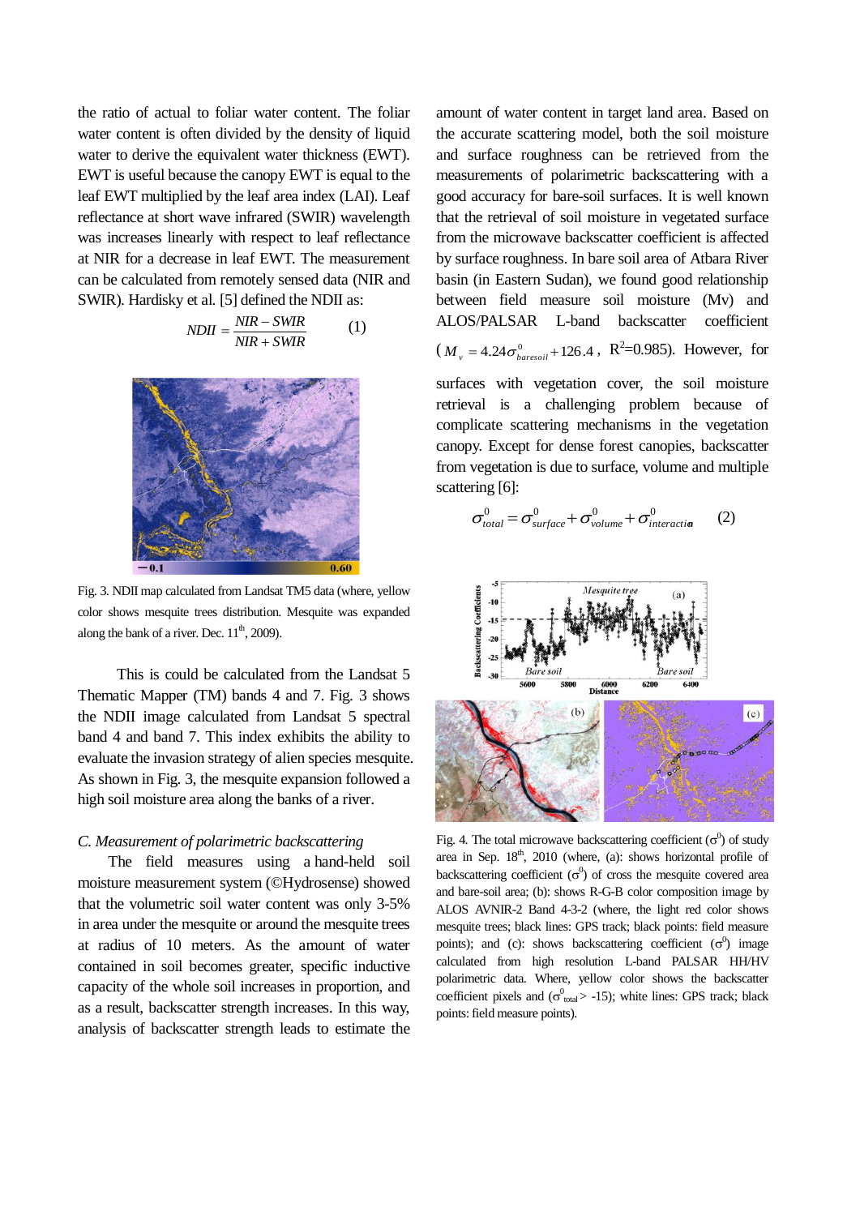the ratio of actual to foliar water content. The foliar water content is often divided by the density of liquid water to derive the equivalent water thickness (EWT). EWT is useful because the canopy EWT is equal to the leaf EWT multiplied by the leaf area index (LAI). Leaf reflectance at short wave infrared (SWIR) wavelength was increases linearly with respect to leaf reflectance at NIR for a decrease in leaf EWT. The measurement can be calculated from remotely sensed data (NIR and SWIR). Hardisky et al. [5] defined the NDII as:

$$NDII = \frac{NIR - SWIR}{NIR + SWIR} \qquad (1)$$

Fig. 3. NDII map calculated from Landsat TM5 data (where, yellow color shows mesquite trees distribution. Mesquite was expanded along the bank of a river. Dec. 11th, 2009).

This is could be calculated from the Landsat 5 Thematic Mapper (TM) bands 4 and 7. Fig. 3 shows the NDII image calculated from Landsat 5 spectral band 4 and band 7. This index exhibits the ability to evaluate the invasion strategy of alien species mesquite. As shown in Fig. 3, the mesquite expansion followed a high soil moisture area along the banks of a river.

### *C. Measurement of polarimetric backscattering*

The field measures using a hand-held soil moisture measurement system (©Hydrosense) showed that the volumetric soil water content was only 3-5% in area under the mesquite or around the mesquite trees at radius of 10 meters. As the amount of water contained in soil becomes greater, specific inductive capacity of the whole soil increases in proportion, and as a result, backscatter strength increases. In this way, analysis of backscatter strength leads to estimate the amount of water content in target land area. Based on the accurate scattering model, both the soil moisture and surface roughness can be retrieved from the measurements of polarimetric backscattering with a good accuracy for bare-soil surfaces. It is well known that the retrieval of soil moisture in vegetated surface from the microwave backscatter coefficient is affected by surface roughness. In bare soil area of Atbara River basin (in Eastern Sudan), we found good relationship between field measure soil moisture (Mv) and ALOS/PALSAR L-band backscatter coefficient ($M_v = 4.24\sigma^0_{baresoil} + 126.4$, $R^2$=0.985). However, for surfaces with vegetation cover, the soil moisture retrieval is a challenging problem because of complicate scattering mechanisms in the vegetation canopy. Except for dense forest canopies, backscatter from vegetation is due to surface, volume and multiple scattering [6]:

$$\sigma^0_{total} = \sigma^0_{surface} + \sigma^0_{volume} + \sigma^0_{interaction} \qquad (2)$$

Fig. 4. The total microwave backscattering coefficient ($\sigma^0$) of study area in Sep. 18th, 2010 (where, (a): shows horizontal profile of backscattering coefficient ($\sigma^0$) of cross the mesquite covered area and bare-soil area; (b): shows R-G-B color composition image by ALOS AVNIR-2 Band 4-3-2 (where, the light red color shows mesquite trees; black lines: GPS track; black points: field measure points); and (c): shows backscattering coefficient ($\sigma^0$) image calculated from high resolution L-band PALSAR HH/HV polarimetric data. Where, yellow color shows the backscatter coefficient pixels and ($\sigma^0_{total}$ > -15); white lines: GPS track; black points: field measure points).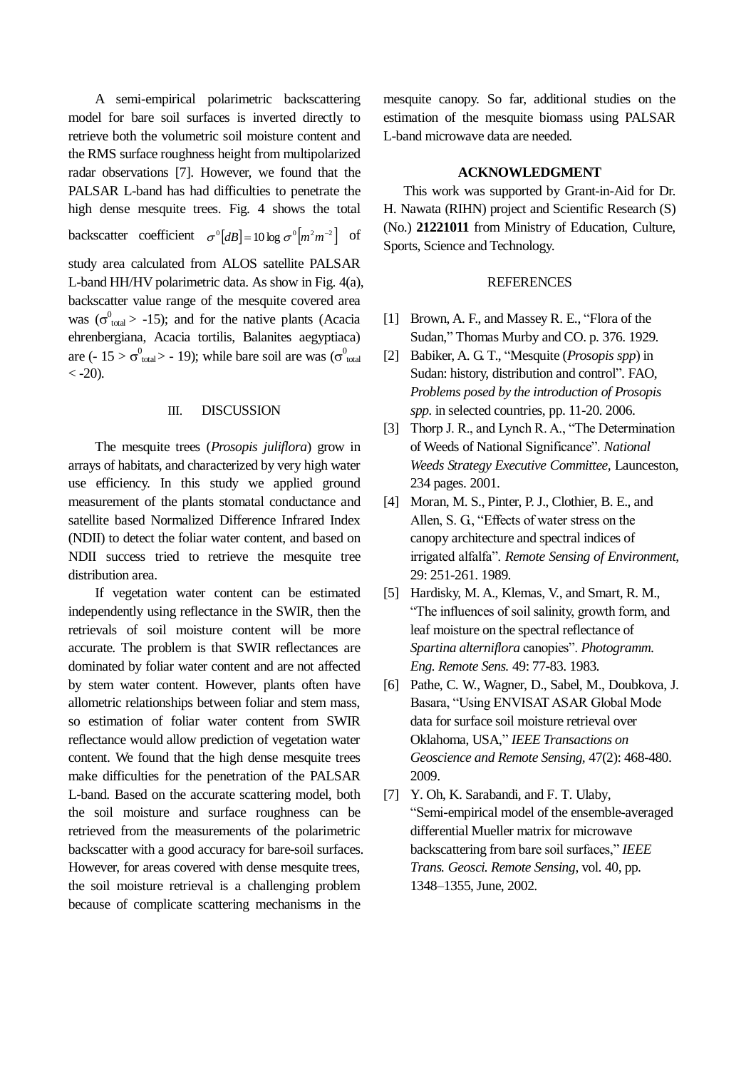A semi-empirical polarimetric backscattering model for bare soil surfaces is inverted directly to retrieve both the volumetric soil moisture content and the RMS surface roughness height from multipolarized radar observations [7]. However, we found that the PALSAR L-band has had difficulties to penetrate the high dense mesquite trees. Fig. 4 shows the total backscatter coefficient $\sigma^0[dB] = 10\log\sigma^0[m^2m^{-2}]$ of study area calculated from ALOS satellite PALSAR L-band HH/HV polarimetric data. As show in Fig. 4(a), backscatter value range of the mesquite covered area was ($\sigma^0_{total} > -15$); and for the native plants (Acacia ehrenbergiana, Acacia tortilis, Balanites aegyptiaca) are ($-15 > \sigma^0_{total} > -19$); while bare soil are was ($\sigma^0_{total} < -20$).

## III. DISCUSSION

The mesquite trees (*Prosopis juliflora*) grow in arrays of habitats, and characterized by very high water use efficiency. In this study we applied ground measurement of the plants stomatal conductance and satellite based Normalized Difference Infrared Index (NDII) to detect the foliar water content, and based on NDII success tried to retrieve the mesquite tree distribution area.

If vegetation water content can be estimated independently using reflectance in the SWIR, then the retrievals of soil moisture content will be more accurate. The problem is that SWIR reflectances are dominated by foliar water content and are not affected by stem water content. However, plants often have allometric relationships between foliar and stem mass, so estimation of foliar water content from SWIR reflectance would allow prediction of vegetation water content. We found that the high dense mesquite trees make difficulties for the penetration of the PALSAR L-band. Based on the accurate scattering model, both the soil moisture and surface roughness can be retrieved from the measurements of the polarimetric backscatter with a good accuracy for bare-soil surfaces. However, for areas covered with dense mesquite trees, the soil moisture retrieval is a challenging problem because of complicate scattering mechanisms in the mesquite canopy. So far, additional studies on the estimation of the mesquite biomass using PALSAR L-band microwave data are needed.

## ACKNOWLEDGMENT

This work was supported by Grant-in-Aid for Dr. H. Nawata (RIHN) project and Scientific Research (S) (No.) **21221011** from Ministry of Education, Culture, Sports, Science and Technology.

## REFERENCES

[1] Brown, A. F., and Massey R. E., "Flora of the Sudan," Thomas Murby and CO. p. 376. 1929.

[2] Babiker, A. G. T., "Mesquite (*Prosopis spp*) in Sudan: history, distribution and control". FAO, *Problems posed by the introduction of Prosopis spp.* in selected countries, pp. 11-20. 2006.

[3] Thorp J. R., and Lynch R. A., "The Determination of Weeds of National Significance". *National Weeds Strategy Executive Committee*, Launceston, 234 pages. 2001.

[4] Moran, M. S., Pinter, P. J., Clothier, B. E., and Allen, S. G., "Effects of water stress on the canopy architecture and spectral indices of irrigated alfalfa". *Remote Sensing of Environment*, 29: 251-261. 1989.

[5] Hardisky, M. A., Klemas, V., and Smart, R. M., "The influences of soil salinity, growth form, and leaf moisture on the spectral reflectance of *Spartina alterniflora* canopies". *Photogramm. Eng. Remote Sens.* 49: 77-83. 1983.

[6] Pathe, C. W., Wagner, D., Sabel, M., Doubkova, J. Basara, "Using ENVISAT ASAR Global Mode data for surface soil moisture retrieval over Oklahoma, USA," *IEEE Transactions on Geoscience and Remote Sensing*, 47(2): 468-480. 2009.

[7] Y. Oh, K. Sarabandi, and F. T. Ulaby, "Semi-empirical model of the ensemble-averaged differential Mueller matrix for microwave backscattering from bare soil surfaces," *IEEE Trans. Geosci. Remote Sensing*, vol. 40, pp. 1348–1355, June, 2002.